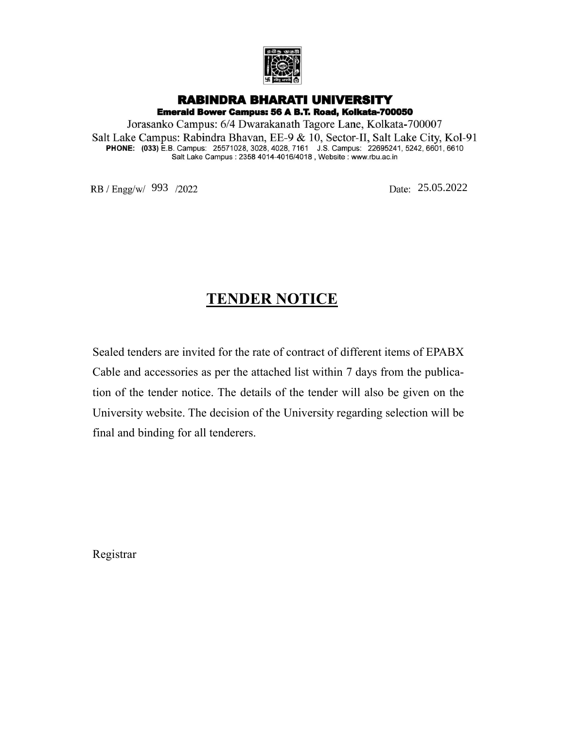# RABINDRA BHARATI UNIVERSITY

**Emerald Bower Campus: 56 A B.T. Road, Kolkata-700050**

Jorasanko Campus: 6/4 Dwarakanath Tagore Lane, Kolkata-700007

Salt Lake Campus: Rabindra Bhavan, EE-9 & 10, Sector-II, Salt Lake City, Kol-91

**PHONE: (033)** E.B. Campus: 25571028, 3028, 4028, 7161 J.S. Campus: 22695241, 5242, 6601, 6610

Salt Lake Campus : 2358 4014-4016/4018 , Website : www.rbu.ac.in

RB / Engg/w/ 993 /2022 Date: 25.05.2022

## TENDER NOTICE

Sealed tenders are invited for the rate of contract of different items of EPABX Cable and accessories as per the attached list within 7 days from the publication of the tender notice. The details of the tender will also be given on the University website. The decision of the University regarding selection will be final and binding for all tenderers.

Registrar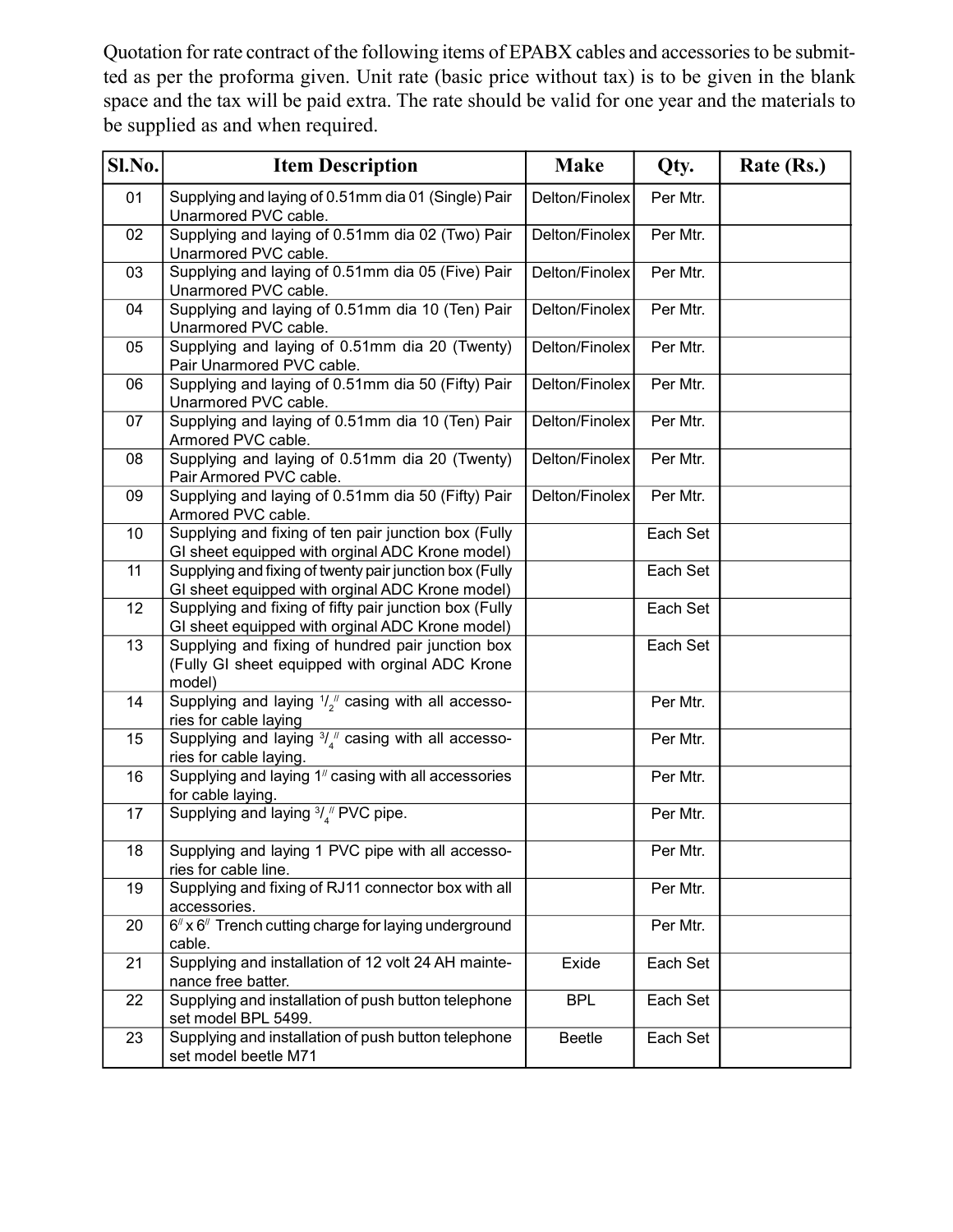Quotation for rate contract of the following items of EPABX cables and accessories to be submitted as per the proforma given. Unit rate (basic price without tax) is to be given in the blank space and the tax will be paid extra. The rate should be valid for one year and the materials to be supplied as and when required.

| Sl.No. | Item Description | Make | Qty. | Rate (Rs.) |
|---|---|---|---|---|
| 01 | Supplying and laying of 0.51mm dia 01 (Single) Pair Unarmored PVC cable. | Delton/Finolex | Per Mtr. | |
| 02 | Supplying and laying of 0.51mm dia 02 (Two) Pair Unarmored PVC cable. | Delton/Finolex | Per Mtr. | |
| 03 | Supplying and laying of 0.51mm dia 05 (Five) Pair Unarmored PVC cable. | Delton/Finolex | Per Mtr. | |
| 04 | Supplying and laying of 0.51mm dia 10 (Ten) Pair Unarmored PVC cable. | Delton/Finolex | Per Mtr. | |
| 05 | Supplying and laying of 0.51mm dia 20 (Twenty) Pair Unarmored PVC cable. | Delton/Finolex | Per Mtr. | |
| 06 | Supplying and laying of 0.51mm dia 50 (Fifty) Pair Unarmored PVC cable. | Delton/Finolex | Per Mtr. | |
| 07 | Supplying and laying of 0.51mm dia 10 (Ten) Pair Armored PVC cable. | Delton/Finolex | Per Mtr. | |
| 08 | Supplying and laying of 0.51mm dia 20 (Twenty) Pair Armored PVC cable. | Delton/Finolex | Per Mtr. | |
| 09 | Supplying and laying of 0.51mm dia 50 (Fifty) Pair Armored PVC cable. | Delton/Finolex | Per Mtr. | |
| 10 | Supplying and fixing of ten pair junction box (Fully GI sheet equipped with orginal ADC Krone model) | | Each Set | |
| 11 | Supplying and fixing of twenty pair junction box (Fully GI sheet equipped with orginal ADC Krone model) | | Each Set | |
| 12 | Supplying and fixing of fifty pair junction box (Fully GI sheet equipped with orginal ADC Krone model) | | Each Set | |
| 13 | Supplying and fixing of hundred pair junction box (Fully GI sheet equipped with orginal ADC Krone model) | | Each Set | |
| 14 | Supplying and laying 1/2" casing with all accessories for cable laying | | Per Mtr. | |
| 15 | Supplying and laying 3/4" casing with all accessories for cable laying. | | Per Mtr. | |
| 16 | Supplying and laying 1" casing with all accessories for cable laying. | | Per Mtr. | |
| 17 | Supplying and laying 3/4" PVC pipe. | | Per Mtr. | |
| 18 | Supplying and laying 1 PVC pipe with all accessories for cable line. | | Per Mtr. | |
| 19 | Supplying and fixing of RJ11 connector box with all accessories. | | Per Mtr. | |
| 20 | 6" x 6" Trench cutting charge for laying underground cable. | | Per Mtr. | |
| 21 | Supplying and installation of 12 volt 24 AH maintenance free batter. | Exide | Each Set | |
| 22 | Supplying and installation of push button telephone set model BPL 5499. | BPL | Each Set | |
| 23 | Supplying and installation of push button telephone set model beetle M71 | Beetle | Each Set | |